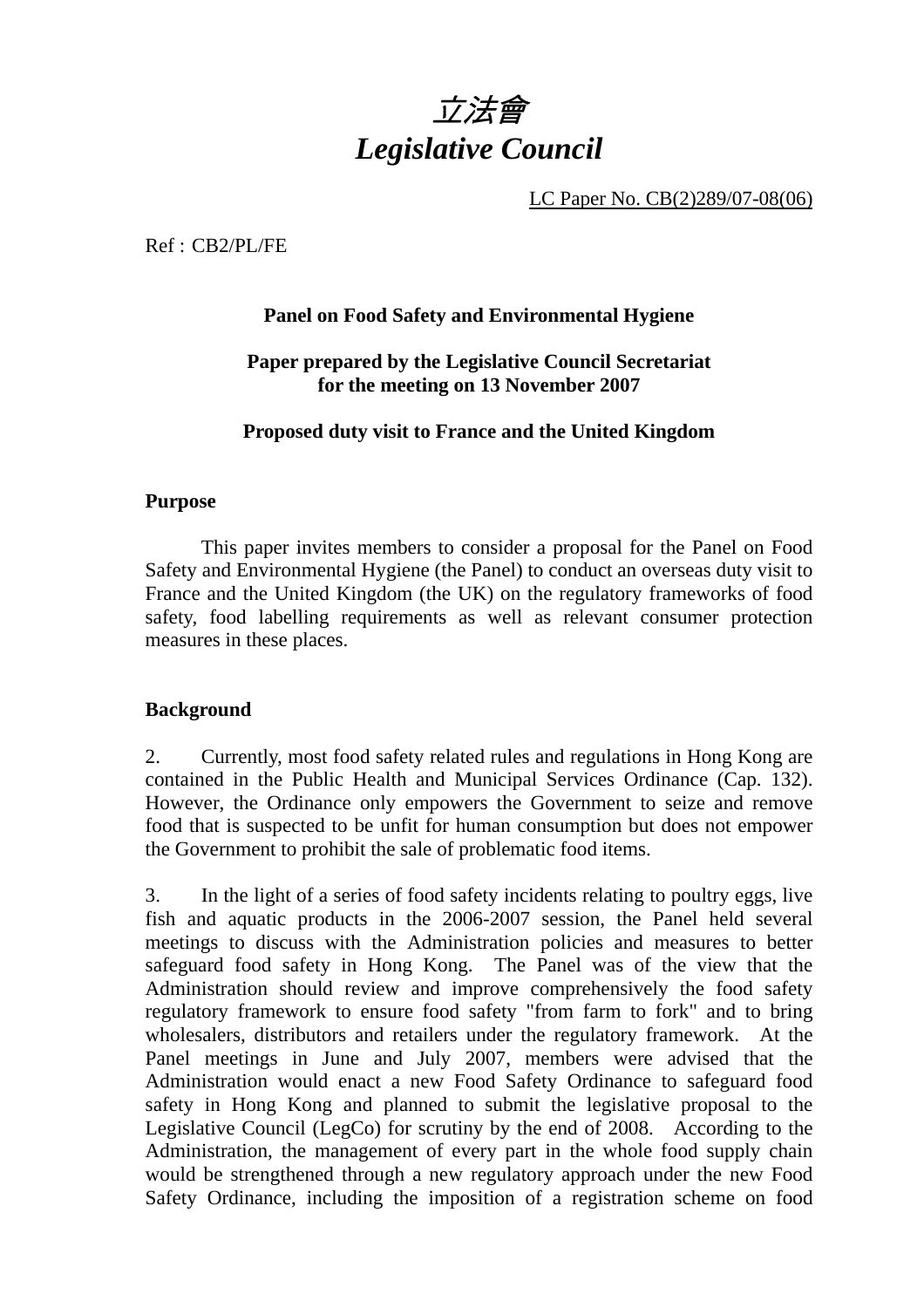# *立法會*
# *Legislative Council*

LC Paper No. CB(2)289/07-08(06)

Ref : CB2/PL/FE

**Panel on Food Safety and Environmental Hygiene**

**Paper prepared by the Legislative Council Secretariat for the meeting on 13 November 2007**

**Proposed duty visit to France and the United Kingdom**

## Purpose

This paper invites members to consider a proposal for the Panel on Food Safety and Environmental Hygiene (the Panel) to conduct an overseas duty visit to France and the United Kingdom (the UK) on the regulatory frameworks of food safety, food labelling requirements as well as relevant consumer protection measures in these places.

## Background

2. Currently, most food safety related rules and regulations in Hong Kong are contained in the Public Health and Municipal Services Ordinance (Cap. 132). However, the Ordinance only empowers the Government to seize and remove food that is suspected to be unfit for human consumption but does not empower the Government to prohibit the sale of problematic food items.

3. In the light of a series of food safety incidents relating to poultry eggs, live fish and aquatic products in the 2006-2007 session, the Panel held several meetings to discuss with the Administration policies and measures to better safeguard food safety in Hong Kong. The Panel was of the view that the Administration should review and improve comprehensively the food safety regulatory framework to ensure food safety "from farm to fork" and to bring wholesalers, distributors and retailers under the regulatory framework. At the Panel meetings in June and July 2007, members were advised that the Administration would enact a new Food Safety Ordinance to safeguard food safety in Hong Kong and planned to submit the legislative proposal to the Legislative Council (LegCo) for scrutiny by the end of 2008. According to the Administration, the management of every part in the whole food supply chain would be strengthened through a new regulatory approach under the new Food Safety Ordinance, including the imposition of a registration scheme on food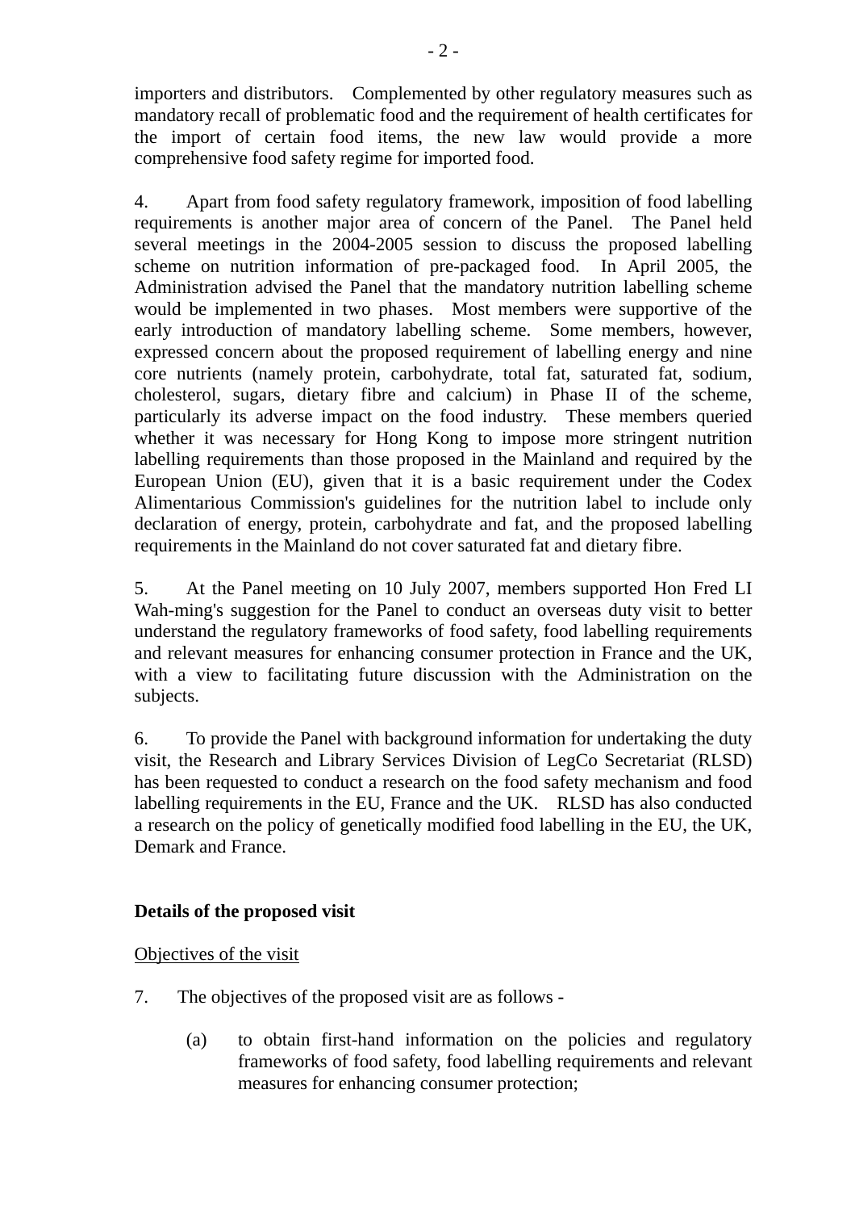importers and distributors. Complemented by other regulatory measures such as mandatory recall of problematic food and the requirement of health certificates for the import of certain food items, the new law would provide a more comprehensive food safety regime for imported food.

4. Apart from food safety regulatory framework, imposition of food labelling requirements is another major area of concern of the Panel. The Panel held several meetings in the 2004-2005 session to discuss the proposed labelling scheme on nutrition information of pre-packaged food. In April 2005, the Administration advised the Panel that the mandatory nutrition labelling scheme would be implemented in two phases. Most members were supportive of the early introduction of mandatory labelling scheme. Some members, however, expressed concern about the proposed requirement of labelling energy and nine core nutrients (namely protein, carbohydrate, total fat, saturated fat, sodium, cholesterol, sugars, dietary fibre and calcium) in Phase II of the scheme, particularly its adverse impact on the food industry. These members queried whether it was necessary for Hong Kong to impose more stringent nutrition labelling requirements than those proposed in the Mainland and required by the European Union (EU), given that it is a basic requirement under the Codex Alimentarious Commission's guidelines for the nutrition label to include only declaration of energy, protein, carbohydrate and fat, and the proposed labelling requirements in the Mainland do not cover saturated fat and dietary fibre.

5. At the Panel meeting on 10 July 2007, members supported Hon Fred LI Wah-ming's suggestion for the Panel to conduct an overseas duty visit to better understand the regulatory frameworks of food safety, food labelling requirements and relevant measures for enhancing consumer protection in France and the UK, with a view to facilitating future discussion with the Administration on the subjects.

6. To provide the Panel with background information for undertaking the duty visit, the Research and Library Services Division of LegCo Secretariat (RLSD) has been requested to conduct a research on the food safety mechanism and food labelling requirements in the EU, France and the UK. RLSD has also conducted a research on the policy of genetically modified food labelling in the EU, the UK, Demark and France.

## Details of the proposed visit

<u>Objectives of the visit</u>

7. The objectives of the proposed visit are as follows -

   (a) to obtain first-hand information on the policies and regulatory frameworks of food safety, food labelling requirements and relevant measures for enhancing consumer protection;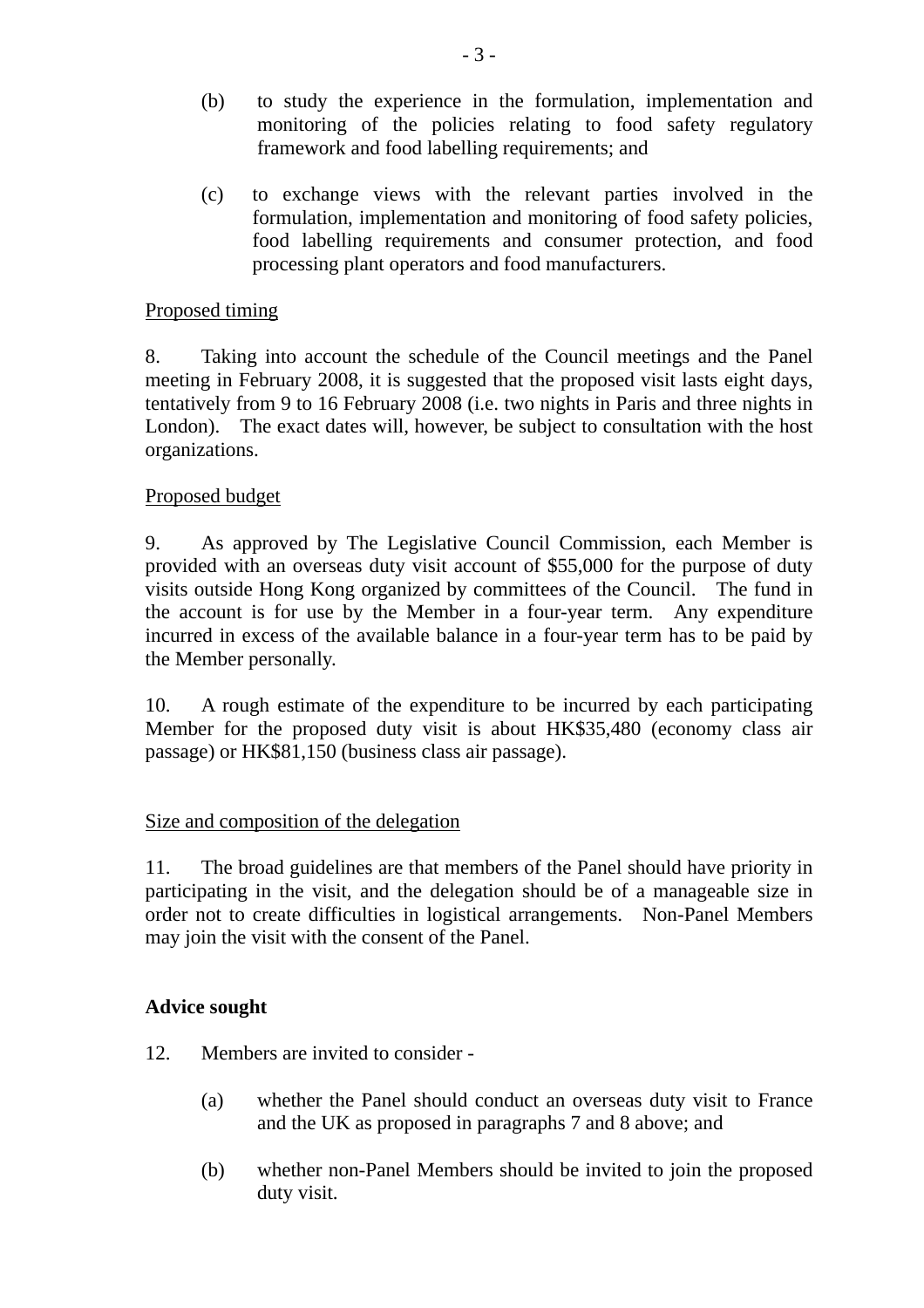(b) to study the experience in the formulation, implementation and monitoring of the policies relating to food safety regulatory framework and food labelling requirements; and

(c) to exchange views with the relevant parties involved in the formulation, implementation and monitoring of food safety policies, food labelling requirements and consumer protection, and food processing plant operators and food manufacturers.

Proposed timing

8. Taking into account the schedule of the Council meetings and the Panel meeting in February 2008, it is suggested that the proposed visit lasts eight days, tentatively from 9 to 16 February 2008 (i.e. two nights in Paris and three nights in London). The exact dates will, however, be subject to consultation with the host organizations.

Proposed budget

9. As approved by The Legislative Council Commission, each Member is provided with an overseas duty visit account of $55,000 for the purpose of duty visits outside Hong Kong organized by committees of the Council. The fund in the account is for use by the Member in a four-year term. Any expenditure incurred in excess of the available balance in a four-year term has to be paid by the Member personally.

10. A rough estimate of the expenditure to be incurred by each participating Member for the proposed duty visit is about HK$35,480 (economy class air passage) or HK$81,150 (business class air passage).

Size and composition of the delegation

11. The broad guidelines are that members of the Panel should have priority in participating in the visit, and the delegation should be of a manageable size in order not to create difficulties in logistical arrangements. Non-Panel Members may join the visit with the consent of the Panel.

**Advice sought**

12. Members are invited to consider -

(a) whether the Panel should conduct an overseas duty visit to France and the UK as proposed in paragraphs 7 and 8 above; and

(b) whether non-Panel Members should be invited to join the proposed duty visit.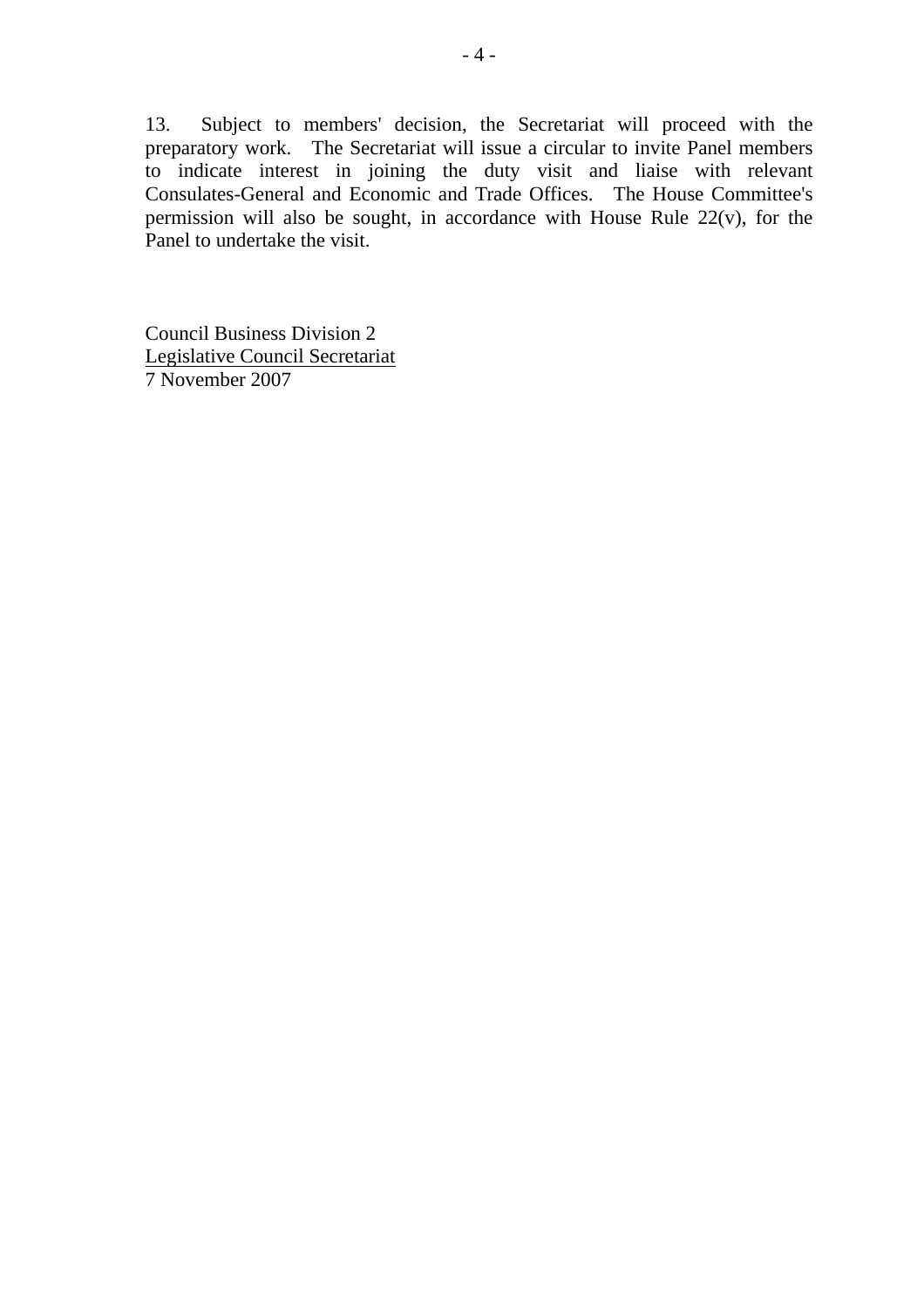13. Subject to members' decision, the Secretariat will proceed with the preparatory work. The Secretariat will issue a circular to invite Panel members to indicate interest in joining the duty visit and liaise with relevant Consulates-General and Economic and Trade Offices. The House Committee's permission will also be sought, in accordance with House Rule 22(v), for the Panel to undertake the visit.

Council Business Division 2
<u>Legislative Council Secretariat</u>
7 November 2007